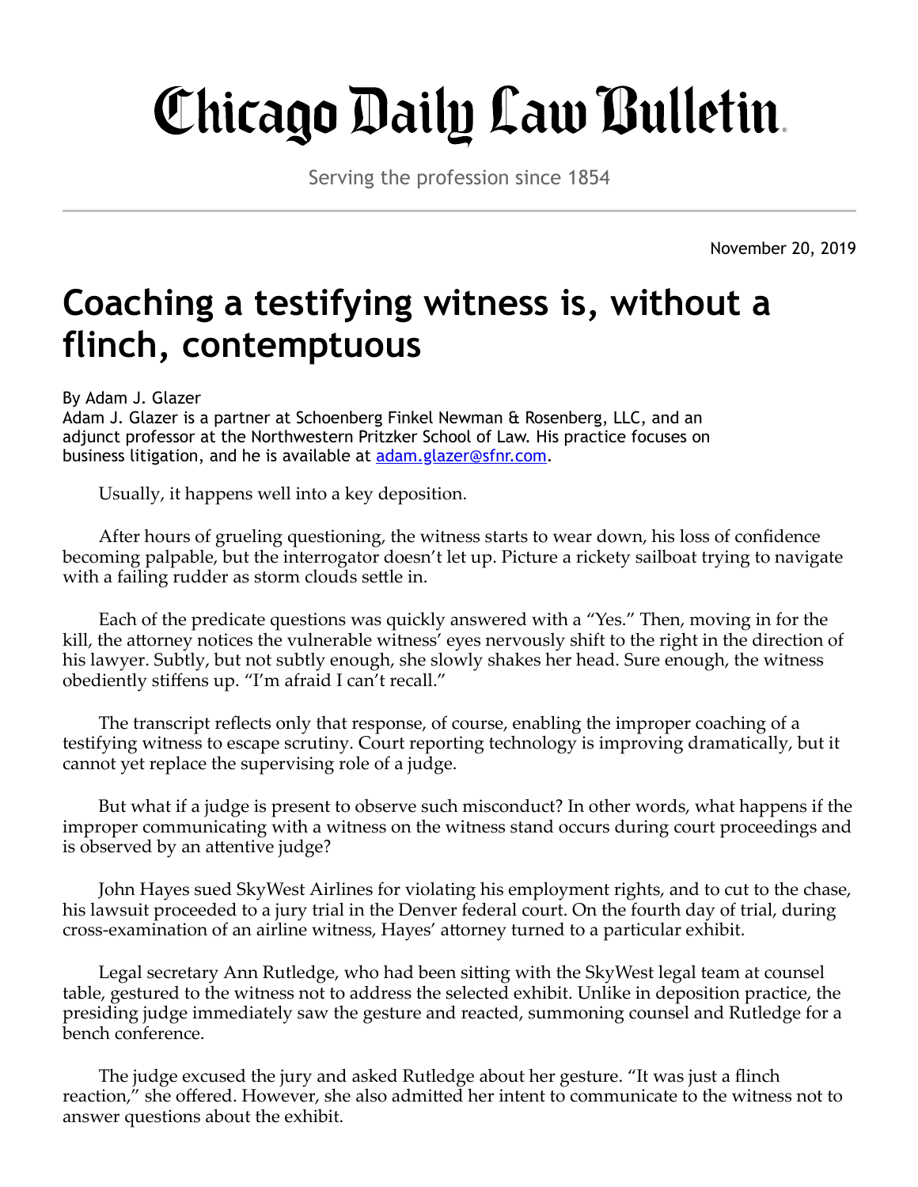# Chicago Daily Law Bulletin

Serving the profession since 1854

November 20, 2019

## Coaching a testifying witness is, without a flinch, contemptuous

By Adam J. Glazer
Adam J. Glazer is a partner at Schoenberg Finkel Newman & Rosenberg, LLC, and an adjunct professor at the Northwestern Pritzker School of Law. His practice focuses on business litigation, and he is available at adam.glazer@sfnr.com.

Usually, it happens well into a key deposition.

After hours of grueling questioning, the witness starts to wear down, his loss of confidence becoming palpable, but the interrogator doesn't let up. Picture a rickety sailboat trying to navigate with a failing rudder as storm clouds settle in.

Each of the predicate questions was quickly answered with a "Yes." Then, moving in for the kill, the attorney notices the vulnerable witness' eyes nervously shift to the right in the direction of his lawyer. Subtly, but not subtly enough, she slowly shakes her head. Sure enough, the witness obediently stiffens up. "I'm afraid I can't recall."

The transcript reflects only that response, of course, enabling the improper coaching of a testifying witness to escape scrutiny. Court reporting technology is improving dramatically, but it cannot yet replace the supervising role of a judge.

But what if a judge is present to observe such misconduct? In other words, what happens if the improper communicating with a witness on the witness stand occurs during court proceedings and is observed by an attentive judge?

John Hayes sued SkyWest Airlines for violating his employment rights, and to cut to the chase, his lawsuit proceeded to a jury trial in the Denver federal court. On the fourth day of trial, during cross-examination of an airline witness, Hayes' attorney turned to a particular exhibit.

Legal secretary Ann Rutledge, who had been sitting with the SkyWest legal team at counsel table, gestured to the witness not to address the selected exhibit. Unlike in deposition practice, the presiding judge immediately saw the gesture and reacted, summoning counsel and Rutledge for a bench conference.

The judge excused the jury and asked Rutledge about her gesture. "It was just a flinch reaction," she offered. However, she also admitted her intent to communicate to the witness not to answer questions about the exhibit.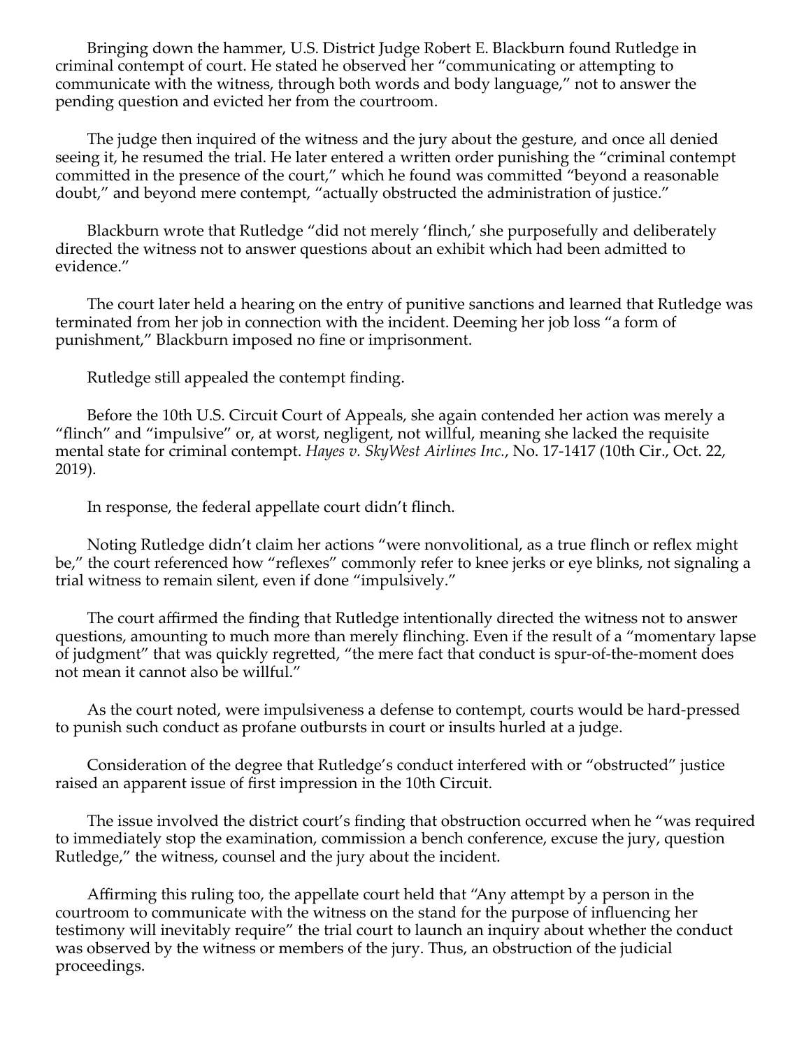Bringing down the hammer, U.S. District Judge Robert E. Blackburn found Rutledge in criminal contempt of court. He stated he observed her "communicating or attempting to communicate with the witness, through both words and body language," not to answer the pending question and evicted her from the courtroom.

The judge then inquired of the witness and the jury about the gesture, and once all denied seeing it, he resumed the trial. He later entered a written order punishing the "criminal contempt committed in the presence of the court," which he found was committed "beyond a reasonable doubt," and beyond mere contempt, "actually obstructed the administration of justice."

Blackburn wrote that Rutledge "did not merely 'flinch,' she purposefully and deliberately directed the witness not to answer questions about an exhibit which had been admitted to evidence."

The court later held a hearing on the entry of punitive sanctions and learned that Rutledge was terminated from her job in connection with the incident. Deeming her job loss "a form of punishment," Blackburn imposed no fine or imprisonment.

Rutledge still appealed the contempt finding.

Before the 10th U.S. Circuit Court of Appeals, she again contended her action was merely a "flinch" and "impulsive" or, at worst, negligent, not willful, meaning she lacked the requisite mental state for criminal contempt. *Hayes v. SkyWest Airlines Inc.*, No. 17-1417 (10th Cir., Oct. 22, 2019).

In response, the federal appellate court didn't flinch.

Noting Rutledge didn't claim her actions "were nonvolitional, as a true flinch or reflex might be," the court referenced how "reflexes" commonly refer to knee jerks or eye blinks, not signaling a trial witness to remain silent, even if done "impulsively."

The court affirmed the finding that Rutledge intentionally directed the witness not to answer questions, amounting to much more than merely flinching. Even if the result of a "momentary lapse of judgment" that was quickly regretted, "the mere fact that conduct is spur-of-the-moment does not mean it cannot also be willful."

As the court noted, were impulsiveness a defense to contempt, courts would be hard-pressed to punish such conduct as profane outbursts in court or insults hurled at a judge.

Consideration of the degree that Rutledge's conduct interfered with or "obstructed" justice raised an apparent issue of first impression in the 10th Circuit.

The issue involved the district court's finding that obstruction occurred when he "was required to immediately stop the examination, commission a bench conference, excuse the jury, question Rutledge," the witness, counsel and the jury about the incident.

Affirming this ruling too, the appellate court held that "Any attempt by a person in the courtroom to communicate with the witness on the stand for the purpose of influencing her testimony will inevitably require" the trial court to launch an inquiry about whether the conduct was observed by the witness or members of the jury. Thus, an obstruction of the judicial proceedings.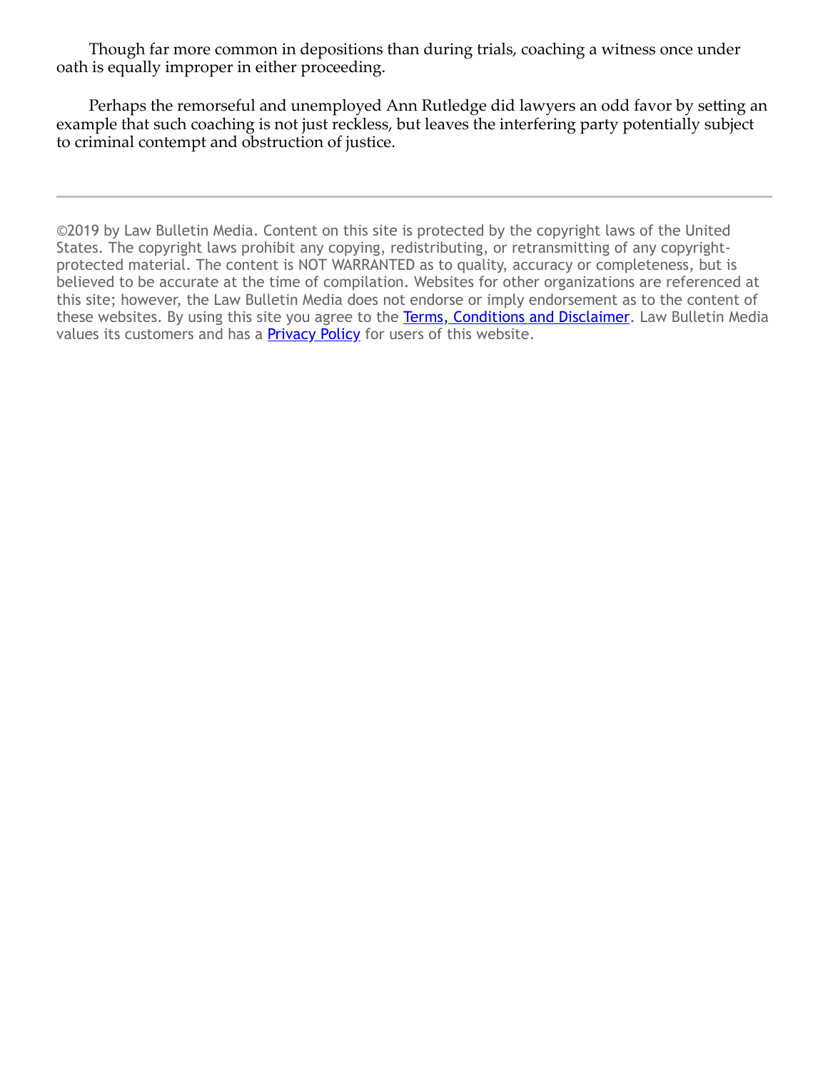Though far more common in depositions than during trials, coaching a witness once under oath is equally improper in either proceeding.

Perhaps the remorseful and unemployed Ann Rutledge did lawyers an odd favor by setting an example that such coaching is not just reckless, but leaves the interfering party potentially subject to criminal contempt and obstruction of justice.

---

©2019 by Law Bulletin Media. Content on this site is protected by the copyright laws of the United States. The copyright laws prohibit any copying, redistributing, or retransmitting of any copyright-protected material. The content is NOT WARRANTED as to quality, accuracy or completeness, but is believed to be accurate at the time of compilation. Websites for other organizations are referenced at this site; however, the Law Bulletin Media does not endorse or imply endorsement as to the content of these websites. By using this site you agree to the Terms, Conditions and Disclaimer. Law Bulletin Media values its customers and has a Privacy Policy for users of this website.